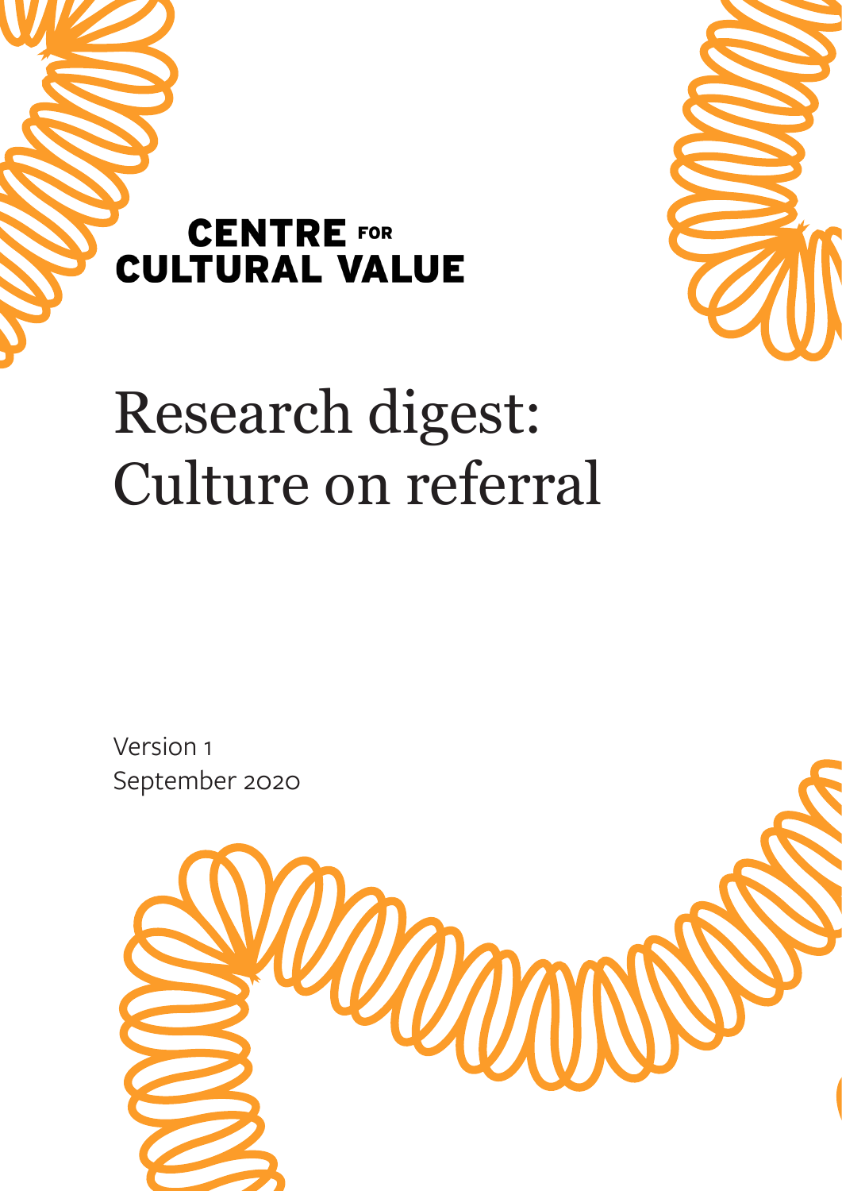CENTRE FOR CULTURAL VALUE

# Research digest: Culture on referral

Version 1
September 2020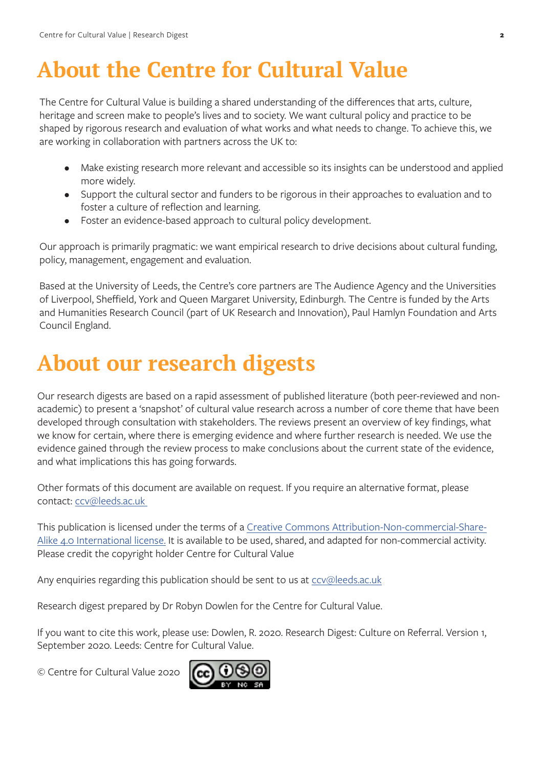# About the Centre for Cultural Value

The Centre for Cultural Value is building a shared understanding of the differences that arts, culture, heritage and screen make to people's lives and to society. We want cultural policy and practice to be shaped by rigorous research and evaluation of what works and what needs to change. To achieve this, we are working in collaboration with partners across the UK to:

- Make existing research more relevant and accessible so its insights can be understood and applied more widely.
- Support the cultural sector and funders to be rigorous in their approaches to evaluation and to foster a culture of reflection and learning.
- Foster an evidence-based approach to cultural policy development.

Our approach is primarily pragmatic: we want empirical research to drive decisions about cultural funding, policy, management, engagement and evaluation.

Based at the University of Leeds, the Centre's core partners are The Audience Agency and the Universities of Liverpool, Sheffield, York and Queen Margaret University, Edinburgh. The Centre is funded by the Arts and Humanities Research Council (part of UK Research and Innovation), Paul Hamlyn Foundation and Arts Council England.

# About our research digests

Our research digests are based on a rapid assessment of published literature (both peer-reviewed and non-academic) to present a 'snapshot' of cultural value research across a number of core theme that have been developed through consultation with stakeholders. The reviews present an overview of key findings, what we know for certain, where there is emerging evidence and where further research is needed. We use the evidence gained through the review process to make conclusions about the current state of the evidence, and what implications this has going forwards.

Other formats of this document are available on request. If you require an alternative format, please contact: ccv@leeds.ac.uk

This publication is licensed under the terms of a Creative Commons Attribution-Non-commercial-Share-Alike 4.0 International license. It is available to be used, shared, and adapted for non-commercial activity. Please credit the copyright holder Centre for Cultural Value

Any enquiries regarding this publication should be sent to us at ccv@leeds.ac.uk

Research digest prepared by Dr Robyn Dowlen for the Centre for Cultural Value.

If you want to cite this work, please use: Dowlen, R. 2020. Research Digest: Culture on Referral. Version 1, September 2020. Leeds: Centre for Cultural Value.

© Centre for Cultural Value 2020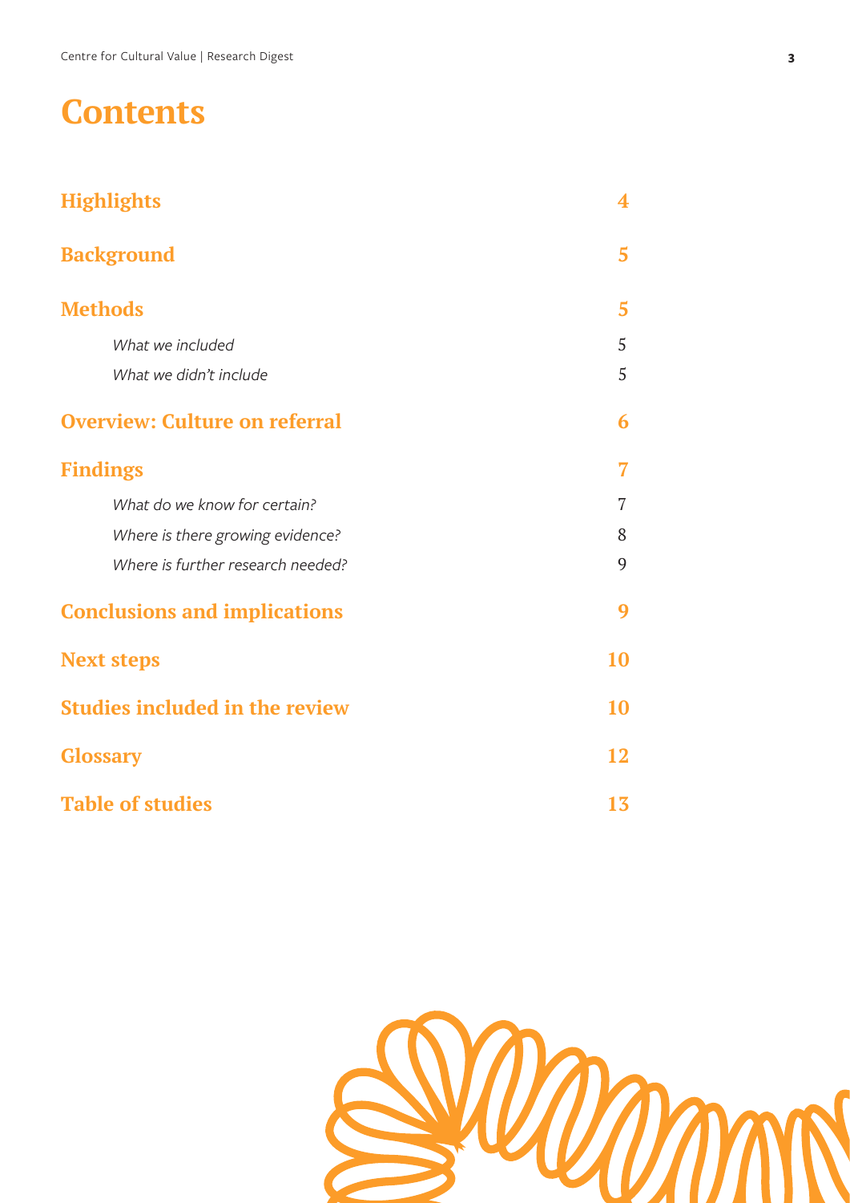# Contents

| | |
|---|---|
| **Highlights** | **4** |
| **Background** | **5** |
| **Methods** | **5** |
| *What we included* | 5 |
| *What we didn't include* | 5 |
| **Overview: Culture on referral** | **6** |
| **Findings** | **7** |
| *What do we know for certain?* | 7 |
| *Where is there growing evidence?* | 8 |
| *Where is further research needed?* | 9 |
| **Conclusions and implications** | **9** |
| **Next steps** | **10** |
| **Studies included in the review** | **10** |
| **Glossary** | **12** |
| **Table of studies** | **13** |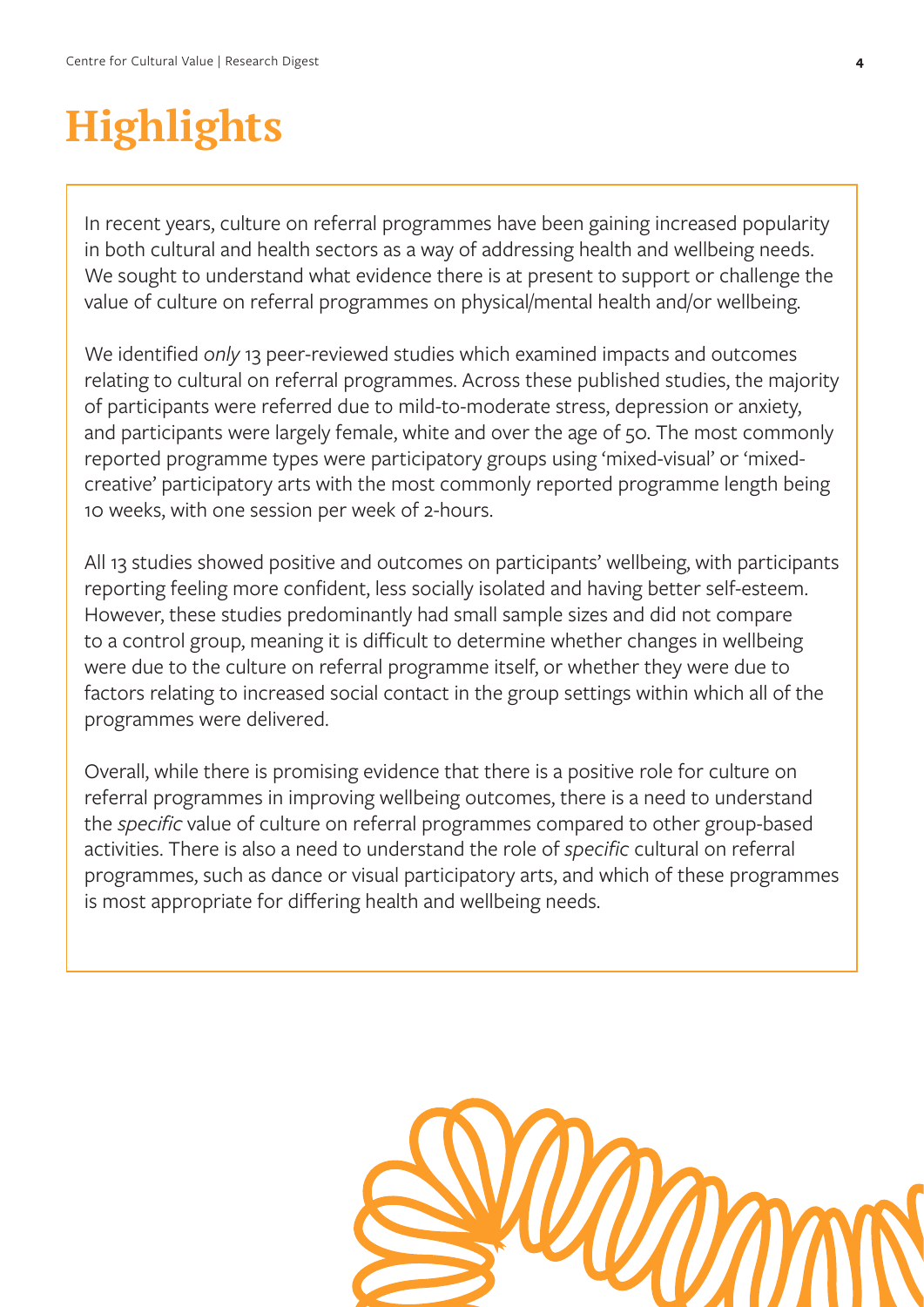# Highlights

In recent years, culture on referral programmes have been gaining increased popularity in both cultural and health sectors as a way of addressing health and wellbeing needs. We sought to understand what evidence there is at present to support or challenge the value of culture on referral programmes on physical/mental health and/or wellbeing.

We identified *only* 13 peer-reviewed studies which examined impacts and outcomes relating to cultural on referral programmes. Across these published studies, the majority of participants were referred due to mild-to-moderate stress, depression or anxiety, and participants were largely female, white and over the age of 50. The most commonly reported programme types were participatory groups using 'mixed-visual' or 'mixed-creative' participatory arts with the most commonly reported programme length being 10 weeks, with one session per week of 2-hours.

All 13 studies showed positive and outcomes on participants' wellbeing, with participants reporting feeling more confident, less socially isolated and having better self-esteem. However, these studies predominantly had small sample sizes and did not compare to a control group, meaning it is difficult to determine whether changes in wellbeing were due to the culture on referral programme itself, or whether they were due to factors relating to increased social contact in the group settings within which all of the programmes were delivered.

Overall, while there is promising evidence that there is a positive role for culture on referral programmes in improving wellbeing outcomes, there is a need to understand the *specific* value of culture on referral programmes compared to other group-based activities. There is also a need to understand the role of *specific* cultural on referral programmes, such as dance or visual participatory arts, and which of these programmes is most appropriate for differing health and wellbeing needs.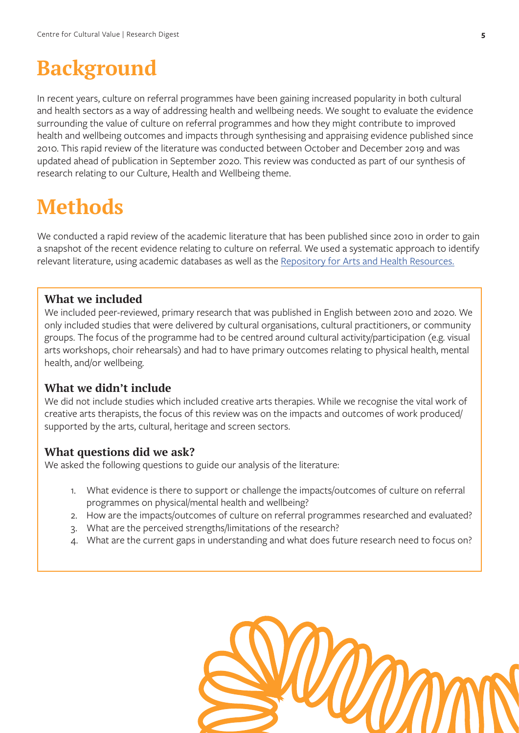# Background

In recent years, culture on referral programmes have been gaining increased popularity in both cultural and health sectors as a way of addressing health and wellbeing needs. We sought to evaluate the evidence surrounding the value of culture on referral programmes and how they might contribute to improved health and wellbeing outcomes and impacts through synthesising and appraising evidence published since 2010. This rapid review of the literature was conducted between October and December 2019 and was updated ahead of publication in September 2020. This review was conducted as part of our synthesis of research relating to our Culture, Health and Wellbeing theme.

# Methods

We conducted a rapid review of the academic literature that has been published since 2010 in order to gain a snapshot of the recent evidence relating to culture on referral. We used a systematic approach to identify relevant literature, using academic databases as well as the [Repository for Arts and Health Resources.]()

## What we included

We included peer-reviewed, primary research that was published in English between 2010 and 2020. We only included studies that were delivered by cultural organisations, cultural practitioners, or community groups. The focus of the programme had to be centred around cultural activity/participation (e.g. visual arts workshops, choir rehearsals) and had to have primary outcomes relating to physical health, mental health, and/or wellbeing.

## What we didn't include

We did not include studies which included creative arts therapies. While we recognise the vital work of creative arts therapists, the focus of this review was on the impacts and outcomes of work produced/supported by the arts, cultural, heritage and screen sectors.

## What questions did we ask?

We asked the following questions to guide our analysis of the literature:

1. What evidence is there to support or challenge the impacts/outcomes of culture on referral programmes on physical/mental health and wellbeing?
2. How are the impacts/outcomes of culture on referral programmes researched and evaluated?
3. What are the perceived strengths/limitations of the research?
4. What are the current gaps in understanding and what does future research need to focus on?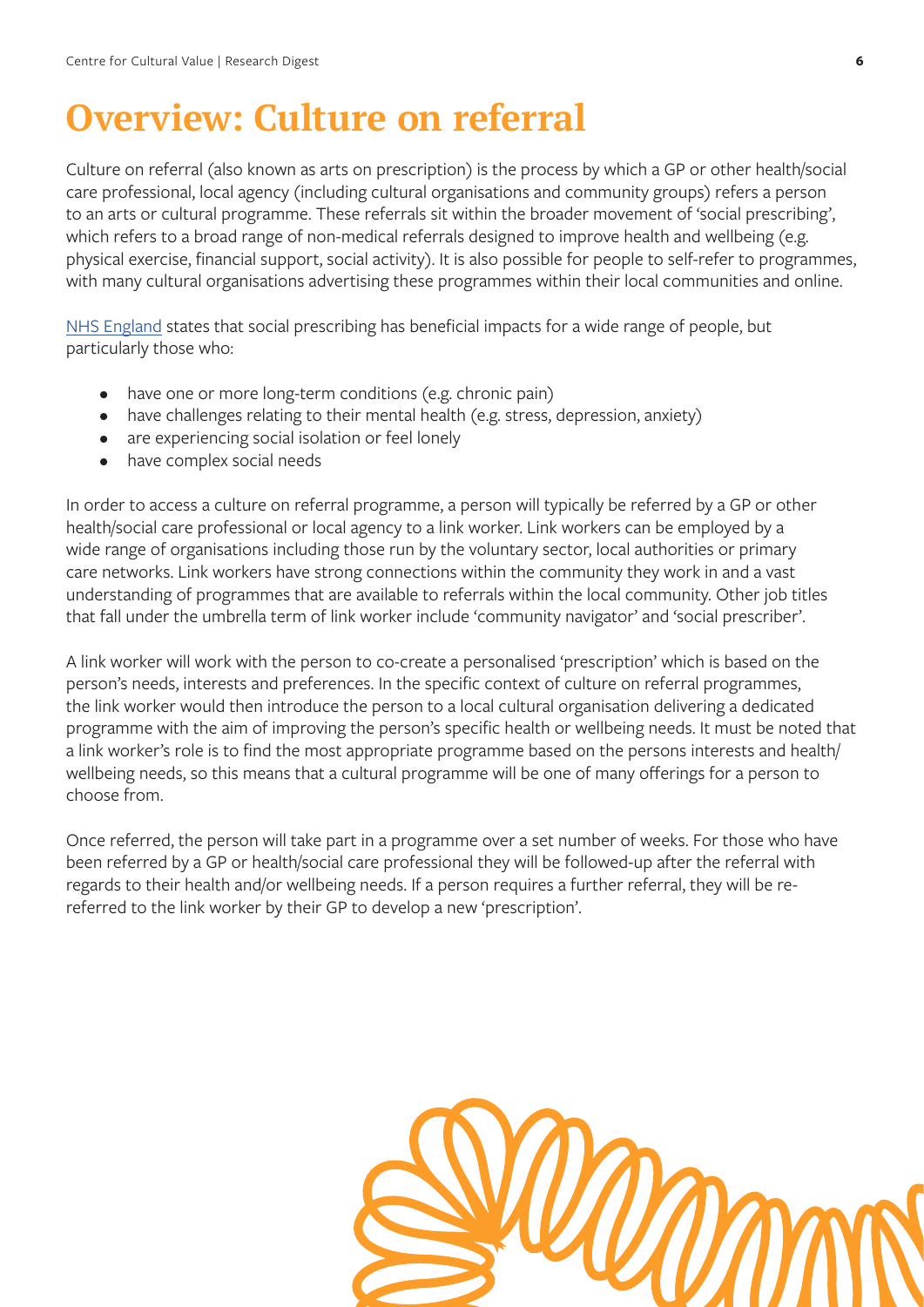# Overview: Culture on referral

Culture on referral (also known as arts on prescription) is the process by which a GP or other health/social care professional, local agency (including cultural organisations and community groups) refers a person to an arts or cultural programme. These referrals sit within the broader movement of 'social prescribing', which refers to a broad range of non-medical referrals designed to improve health and wellbeing (e.g. physical exercise, financial support, social activity). It is also possible for people to self-refer to programmes, with many cultural organisations advertising these programmes within their local communities and online.

NHS England states that social prescribing has beneficial impacts for a wide range of people, but particularly those who:

- have one or more long-term conditions (e.g. chronic pain)
- have challenges relating to their mental health (e.g. stress, depression, anxiety)
- are experiencing social isolation or feel lonely
- have complex social needs

In order to access a culture on referral programme, a person will typically be referred by a GP or other health/social care professional or local agency to a link worker. Link workers can be employed by a wide range of organisations including those run by the voluntary sector, local authorities or primary care networks. Link workers have strong connections within the community they work in and a vast understanding of programmes that are available to referrals within the local community. Other job titles that fall under the umbrella term of link worker include 'community navigator' and 'social prescriber'.

A link worker will work with the person to co-create a personalised 'prescription' which is based on the person's needs, interests and preferences. In the specific context of culture on referral programmes, the link worker would then introduce the person to a local cultural organisation delivering a dedicated programme with the aim of improving the person's specific health or wellbeing needs. It must be noted that a link worker's role is to find the most appropriate programme based on the persons interests and health/wellbeing needs, so this means that a cultural programme will be one of many offerings for a person to choose from.

Once referred, the person will take part in a programme over a set number of weeks. For those who have been referred by a GP or health/social care professional they will be followed-up after the referral with regards to their health and/or wellbeing needs. If a person requires a further referral, they will be re-referred to the link worker by their GP to develop a new 'prescription'.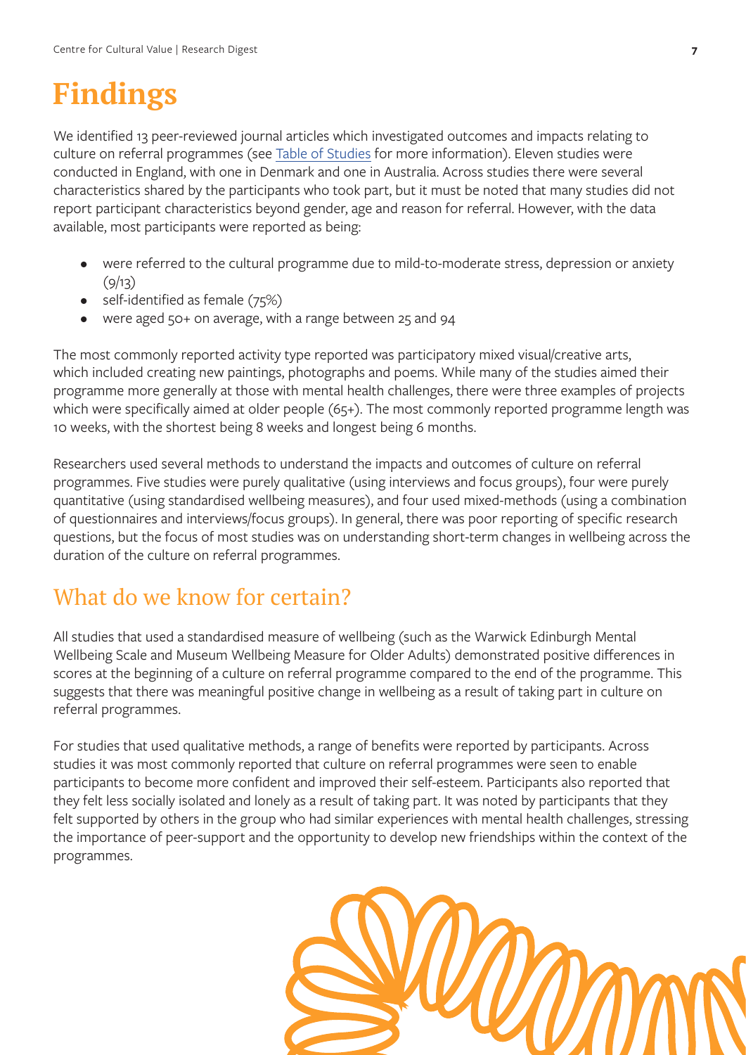# Findings

We identified 13 peer-reviewed journal articles which investigated outcomes and impacts relating to culture on referral programmes (see [Table of Studies] for more information). Eleven studies were conducted in England, with one in Denmark and one in Australia. Across studies there were several characteristics shared by the participants who took part, but it must be noted that many studies did not report participant characteristics beyond gender, age and reason for referral. However, with the data available, most participants were reported as being:

- were referred to the cultural programme due to mild-to-moderate stress, depression or anxiety (9/13)
- self-identified as female (75%)
- were aged 50+ on average, with a range between 25 and 94

The most commonly reported activity type reported was participatory mixed visual/creative arts, which included creating new paintings, photographs and poems. While many of the studies aimed their programme more generally at those with mental health challenges, there were three examples of projects which were specifically aimed at older people (65+). The most commonly reported programme length was 10 weeks, with the shortest being 8 weeks and longest being 6 months.

Researchers used several methods to understand the impacts and outcomes of culture on referral programmes. Five studies were purely qualitative (using interviews and focus groups), four were purely quantitative (using standardised wellbeing measures), and four used mixed-methods (using a combination of questionnaires and interviews/focus groups). In general, there was poor reporting of specific research questions, but the focus of most studies was on understanding short-term changes in wellbeing across the duration of the culture on referral programmes.

## What do we know for certain?

All studies that used a standardised measure of wellbeing (such as the Warwick Edinburgh Mental Wellbeing Scale and Museum Wellbeing Measure for Older Adults) demonstrated positive differences in scores at the beginning of a culture on referral programme compared to the end of the programme. This suggests that there was meaningful positive change in wellbeing as a result of taking part in culture on referral programmes.

For studies that used qualitative methods, a range of benefits were reported by participants. Across studies it was most commonly reported that culture on referral programmes were seen to enable participants to become more confident and improved their self-esteem. Participants also reported that they felt less socially isolated and lonely as a result of taking part. It was noted by participants that they felt supported by others in the group who had similar experiences with mental health challenges, stressing the importance of peer-support and the opportunity to develop new friendships within the context of the programmes.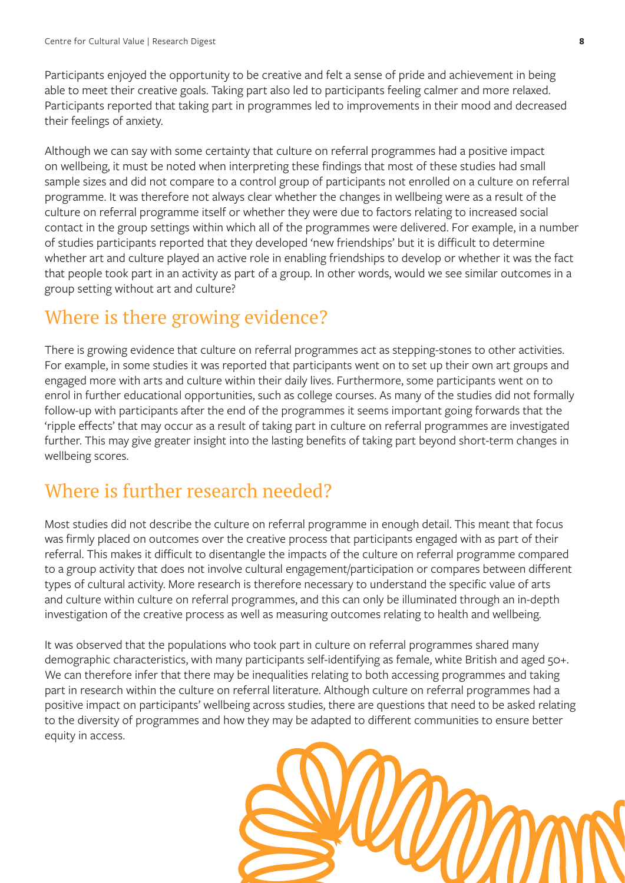Participants enjoyed the opportunity to be creative and felt a sense of pride and achievement in being able to meet their creative goals. Taking part also led to participants feeling calmer and more relaxed. Participants reported that taking part in programmes led to improvements in their mood and decreased their feelings of anxiety.

Although we can say with some certainty that culture on referral programmes had a positive impact on wellbeing, it must be noted when interpreting these findings that most of these studies had small sample sizes and did not compare to a control group of participants not enrolled on a culture on referral programme. It was therefore not always clear whether the changes in wellbeing were as a result of the culture on referral programme itself or whether they were due to factors relating to increased social contact in the group settings within which all of the programmes were delivered. For example, in a number of studies participants reported that they developed 'new friendships' but it is difficult to determine whether art and culture played an active role in enabling friendships to develop or whether it was the fact that people took part in an activity as part of a group. In other words, would we see similar outcomes in a group setting without art and culture?

## Where is there growing evidence?

There is growing evidence that culture on referral programmes act as stepping-stones to other activities. For example, in some studies it was reported that participants went on to set up their own art groups and engaged more with arts and culture within their daily lives. Furthermore, some participants went on to enrol in further educational opportunities, such as college courses. As many of the studies did not formally follow-up with participants after the end of the programmes it seems important going forwards that the 'ripple effects' that may occur as a result of taking part in culture on referral programmes are investigated further. This may give greater insight into the lasting benefits of taking part beyond short-term changes in wellbeing scores.

## Where is further research needed?

Most studies did not describe the culture on referral programme in enough detail. This meant that focus was firmly placed on outcomes over the creative process that participants engaged with as part of their referral. This makes it difficult to disentangle the impacts of the culture on referral programme compared to a group activity that does not involve cultural engagement/participation or compares between different types of cultural activity. More research is therefore necessary to understand the specific value of arts and culture within culture on referral programmes, and this can only be illuminated through an in-depth investigation of the creative process as well as measuring outcomes relating to health and wellbeing.

It was observed that the populations who took part in culture on referral programmes shared many demographic characteristics, with many participants self-identifying as female, white British and aged 50+. We can therefore infer that there may be inequalities relating to both accessing programmes and taking part in research within the culture on referral literature. Although culture on referral programmes had a positive impact on participants' wellbeing across studies, there are questions that need to be asked relating to the diversity of programmes and how they may be adapted to different communities to ensure better equity in access.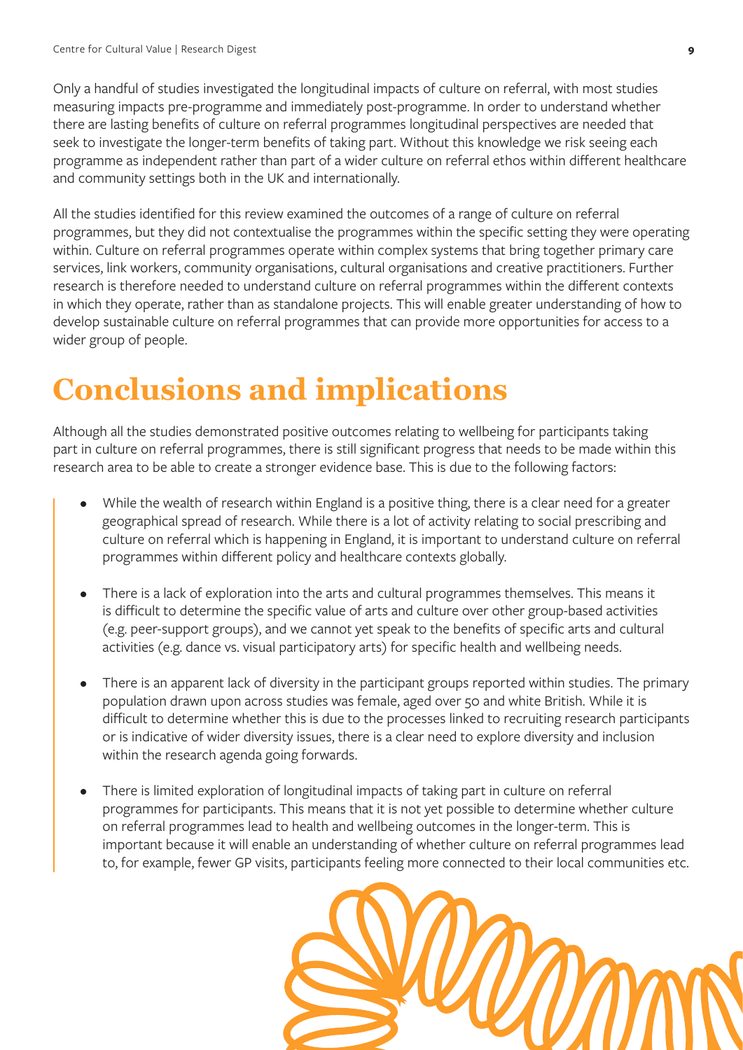Only a handful of studies investigated the longitudinal impacts of culture on referral, with most studies measuring impacts pre-programme and immediately post-programme. In order to understand whether there are lasting benefits of culture on referral programmes longitudinal perspectives are needed that seek to investigate the longer-term benefits of taking part. Without this knowledge we risk seeing each programme as independent rather than part of a wider culture on referral ethos within different healthcare and community settings both in the UK and internationally.

All the studies identified for this review examined the outcomes of a range of culture on referral programmes, but they did not contextualise the programmes within the specific setting they were operating within. Culture on referral programmes operate within complex systems that bring together primary care services, link workers, community organisations, cultural organisations and creative practitioners. Further research is therefore needed to understand culture on referral programmes within the different contexts in which they operate, rather than as standalone projects. This will enable greater understanding of how to develop sustainable culture on referral programmes that can provide more opportunities for access to a wider group of people.

# Conclusions and implications

Although all the studies demonstrated positive outcomes relating to wellbeing for participants taking part in culture on referral programmes, there is still significant progress that needs to be made within this research area to be able to create a stronger evidence base. This is due to the following factors:

- While the wealth of research within England is a positive thing, there is a clear need for a greater geographical spread of research. While there is a lot of activity relating to social prescribing and culture on referral which is happening in England, it is important to understand culture on referral programmes within different policy and healthcare contexts globally.
- There is a lack of exploration into the arts and cultural programmes themselves. This means it is difficult to determine the specific value of arts and culture over other group-based activities (e.g. peer-support groups), and we cannot yet speak to the benefits of specific arts and cultural activities (e.g. dance vs. visual participatory arts) for specific health and wellbeing needs.
- There is an apparent lack of diversity in the participant groups reported within studies. The primary population drawn upon across studies was female, aged over 50 and white British. While it is difficult to determine whether this is due to the processes linked to recruiting research participants or is indicative of wider diversity issues, there is a clear need to explore diversity and inclusion within the research agenda going forwards.
- There is limited exploration of longitudinal impacts of taking part in culture on referral programmes for participants. This means that it is not yet possible to determine whether culture on referral programmes lead to health and wellbeing outcomes in the longer-term. This is important because it will enable an understanding of whether culture on referral programmes lead to, for example, fewer GP visits, participants feeling more connected to their local communities etc.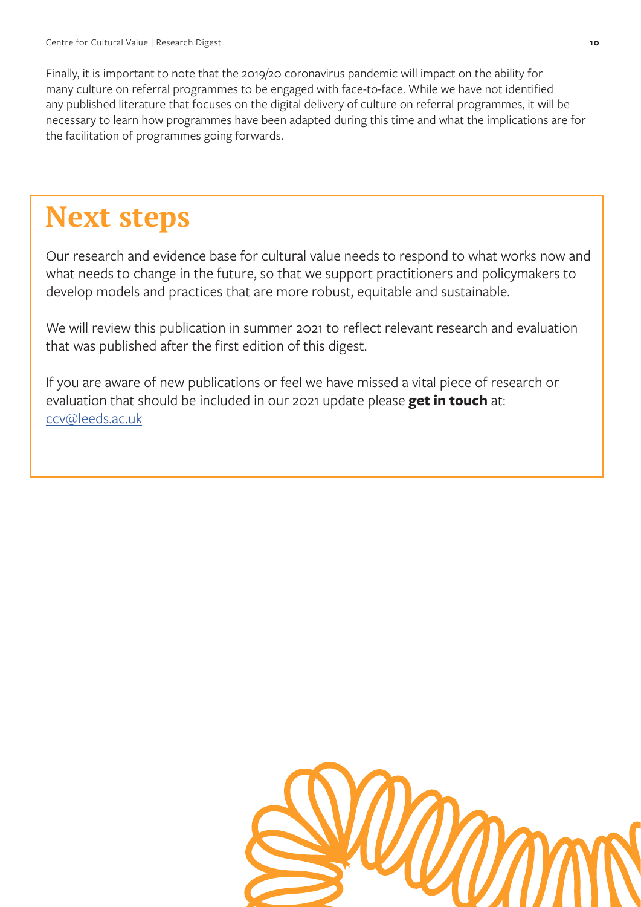Finally, it is important to note that the 2019/20 coronavirus pandemic will impact on the ability for many culture on referral programmes to be engaged with face-to-face. While we have not identified any published literature that focuses on the digital delivery of culture on referral programmes, it will be necessary to learn how programmes have been adapted during this time and what the implications are for the facilitation of programmes going forwards.

## Next steps

Our research and evidence base for cultural value needs to respond to what works now and what needs to change in the future, so that we support practitioners and policymakers to develop models and practices that are more robust, equitable and sustainable.

We will review this publication in summer 2021 to reflect relevant research and evaluation that was published after the first edition of this digest.

If you are aware of new publications or feel we have missed a vital piece of research or evaluation that should be included in our 2021 update please **get in touch** at: ccv@leeds.ac.uk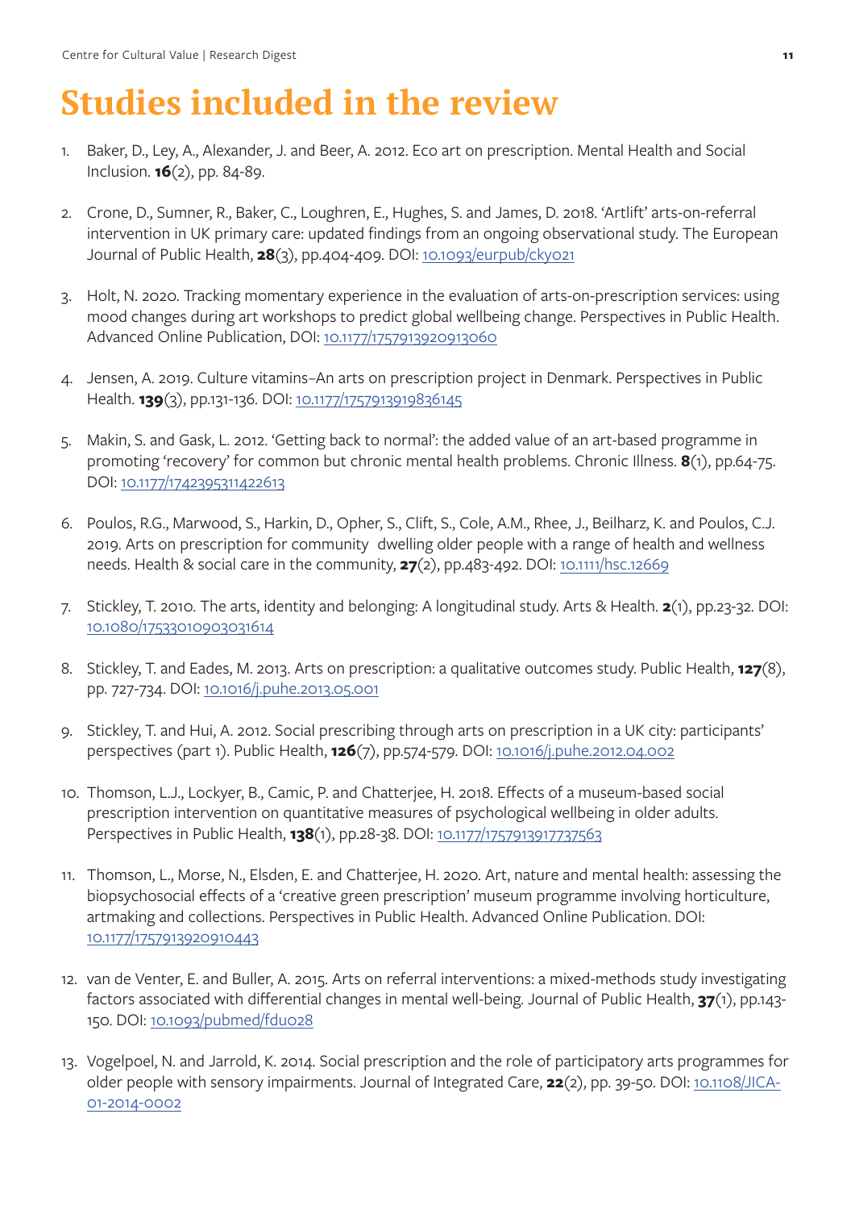# Studies included in the review

1. Baker, D., Ley, A., Alexander, J. and Beer, A. 2012. Eco art on prescription. Mental Health and Social Inclusion. **16**(2), pp. 84-89.

2. Crone, D., Sumner, R., Baker, C., Loughren, E., Hughes, S. and James, D. 2018. 'Artlift' arts-on-referral intervention in UK primary care: updated findings from an ongoing observational study. The European Journal of Public Health, **28**(3), pp.404-409. DOI: 10.1093/eurpub/cky021

3. Holt, N. 2020. Tracking momentary experience in the evaluation of arts-on-prescription services: using mood changes during art workshops to predict global wellbeing change. Perspectives in Public Health. Advanced Online Publication, DOI: 10.1177/1757913920913060

4. Jensen, A. 2019. Culture vitamins–An arts on prescription project in Denmark. Perspectives in Public Health. **139**(3), pp.131-136. DOI: 10.1177/1757913919836145

5. Makin, S. and Gask, L. 2012. 'Getting back to normal': the added value of an art-based programme in promoting 'recovery' for common but chronic mental health problems. Chronic Illness. **8**(1), pp.64-75. DOI: 10.1177/1742395311422613

6. Poulos, R.G., Marwood, S., Harkin, D., Opher, S., Clift, S., Cole, A.M., Rhee, J., Beilharz, K. and Poulos, C.J. 2019. Arts on prescription for community dwelling older people with a range of health and wellness needs. Health & social care in the community, **27**(2), pp.483-492. DOI: 10.1111/hsc.12669

7. Stickley, T. 2010. The arts, identity and belonging: A longitudinal study. Arts & Health. **2**(1), pp.23-32. DOI: 10.1080/17533010903031614

8. Stickley, T. and Eades, M. 2013. Arts on prescription: a qualitative outcomes study. Public Health, **127**(8), pp. 727-734. DOI: 10.1016/j.puhe.2013.05.001

9. Stickley, T. and Hui, A. 2012. Social prescribing through arts on prescription in a UK city: participants' perspectives (part 1). Public Health, **126**(7), pp.574-579. DOI: 10.1016/j.puhe.2012.04.002

10. Thomson, L.J., Lockyer, B., Camic, P. and Chatterjee, H. 2018. Effects of a museum-based social prescription intervention on quantitative measures of psychological wellbeing in older adults. Perspectives in Public Health, **138**(1), pp.28-38. DOI: 10.1177/1757913917737563

11. Thomson, L., Morse, N., Elsden, E. and Chatterjee, H. 2020. Art, nature and mental health: assessing the biopsychosocial effects of a 'creative green prescription' museum programme involving horticulture, artmaking and collections. Perspectives in Public Health. Advanced Online Publication. DOI: 10.1177/1757913920910443

12. van de Venter, E. and Buller, A. 2015. Arts on referral interventions: a mixed-methods study investigating factors associated with differential changes in mental well-being. Journal of Public Health, **37**(1), pp.143-150. DOI: 10.1093/pubmed/fdu028

13. Vogelpoel, N. and Jarrold, K. 2014. Social prescription and the role of participatory arts programmes for older people with sensory impairments. Journal of Integrated Care, **22**(2), pp. 39-50. DOI: 10.1108/JICA-01-2014-0002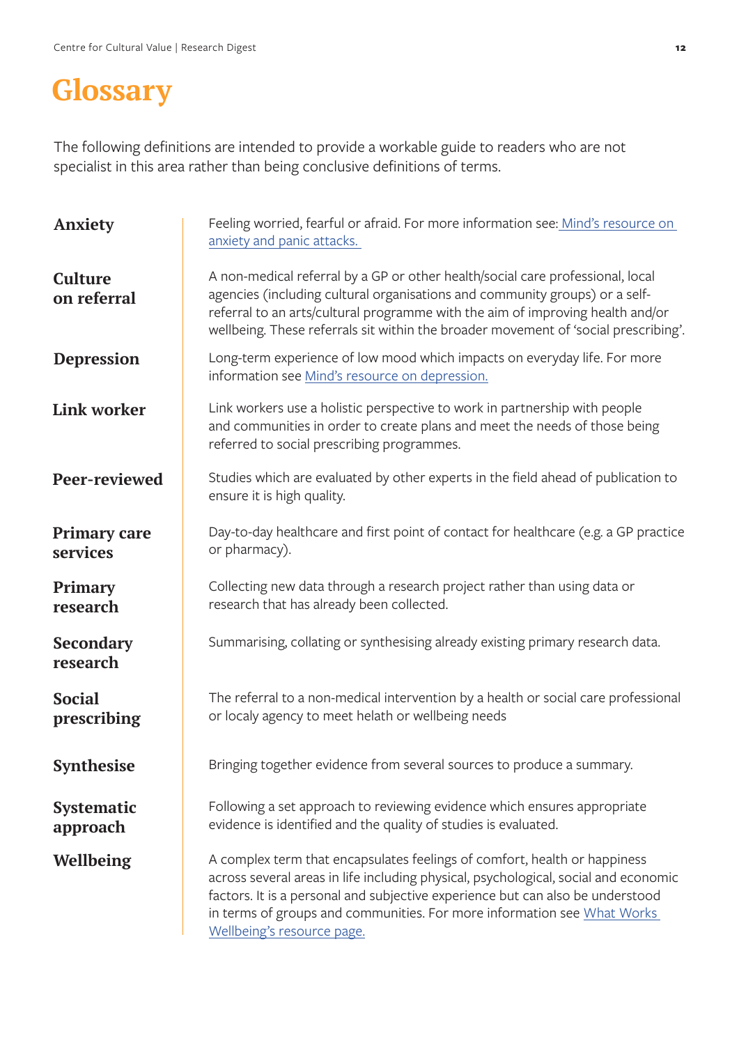# Glossary

The following definitions are intended to provide a workable guide to readers who are not specialist in this area rather than being conclusive definitions of terms.

| | |
|---|---|
| **Anxiety** | Feeling worried, fearful or afraid. For more information see: [Mind's resource on anxiety and panic attacks.] |
| **Culture on referral** | A non-medical referral by a GP or other health/social care professional, local agencies (including cultural organisations and community groups) or a self-referral to an arts/cultural programme with the aim of improving health and/or wellbeing. These referrals sit within the broader movement of 'social prescribing'. |
| **Depression** | Long-term experience of low mood which impacts on everyday life. For more information see [Mind's resource on depression.] |
| **Link worker** | Link workers use a holistic perspective to work in partnership with people and communities in order to create plans and meet the needs of those being referred to social prescribing programmes. |
| **Peer-reviewed** | Studies which are evaluated by other experts in the field ahead of publication to ensure it is high quality. |
| **Primary care services** | Day-to-day healthcare and first point of contact for healthcare (e.g. a GP practice or pharmacy). |
| **Primary research** | Collecting new data through a research project rather than using data or research that has already been collected. |
| **Secondary research** | Summarising, collating or synthesising already existing primary research data. |
| **Social prescribing** | The referral to a non-medical intervention by a health or social care professional or localy agency to meet helath or wellbeing needs |
| **Synthesise** | Bringing together evidence from several sources to produce a summary. |
| **Systematic approach** | Following a set approach to reviewing evidence which ensures appropriate evidence is identified and the quality of studies is evaluated. |
| **Wellbeing** | A complex term that encapsulates feelings of comfort, health or happiness across several areas in life including physical, psychological, social and economic factors. It is a personal and subjective experience but can also be understood in terms of groups and communities. For more information see [What Works Wellbeing's resource page.] |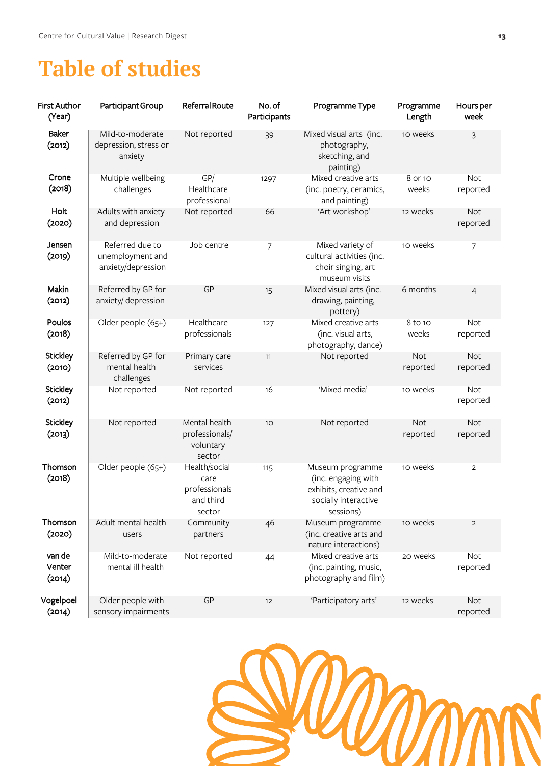# Table of studies

| First Author (Year) | Participant Group | Referral Route | No. of Participants | Programme Type | Programme Length | Hours per week |
|---|---|---|---|---|---|---|
| Baker (2012) | Mild-to-moderate depression, stress or anxiety | Not reported | 39 | Mixed visual arts (inc. photography, sketching, and painting) | 10 weeks | 3 |
| Crone (2018) | Multiple wellbeing challenges | GP/ Healthcare professional | 1297 | Mixed creative arts (inc. poetry, ceramics, and painting) | 8 or 10 weeks | Not reported |
| Holt (2020) | Adults with anxiety and depression | Not reported | 66 | 'Art workshop' | 12 weeks | Not reported |
| Jensen (2019) | Referred due to unemployment and anxiety/depression | Job centre | 7 | Mixed variety of cultural activities (inc. choir singing, art museum visits | 10 weeks | 7 |
| Makin (2012) | Referred by GP for anxiety/ depression | GP | 15 | Mixed visual arts (inc. drawing, painting, pottery) | 6 months | 4 |
| Poulos (2018) | Older people (65+) | Healthcare professionals | 127 | Mixed creative arts (inc. visual arts, photography, dance) | 8 to 10 weeks | Not reported |
| Stickley (2010) | Referred by GP for mental health challenges | Primary care services | 11 | Not reported | Not reported | Not reported |
| Stickley (2012) | Not reported | Not reported | 16 | 'Mixed media' | 10 weeks | Not reported |
| Stickley (2013) | Not reported | Mental health professionals/ voluntary sector | 10 | Not reported | Not reported | Not reported |
| Thomson (2018) | Older people (65+) | Health/social care professionals and third sector | 115 | Museum programme (inc. engaging with exhibits, creative and socially interactive sessions) | 10 weeks | 2 |
| Thomson (2020) | Adult mental health users | Community partners | 46 | Museum programme (inc. creative arts and nature interactions) | 10 weeks | 2 |
| van de Venter (2014) | Mild-to-moderate mental ill health | Not reported | 44 | Mixed creative arts (inc. painting, music, photography and film) | 20 weeks | Not reported |
| Vogelpoel (2014) | Older people with sensory impairments | GP | 12 | 'Participatory arts' | 12 weeks | Not reported |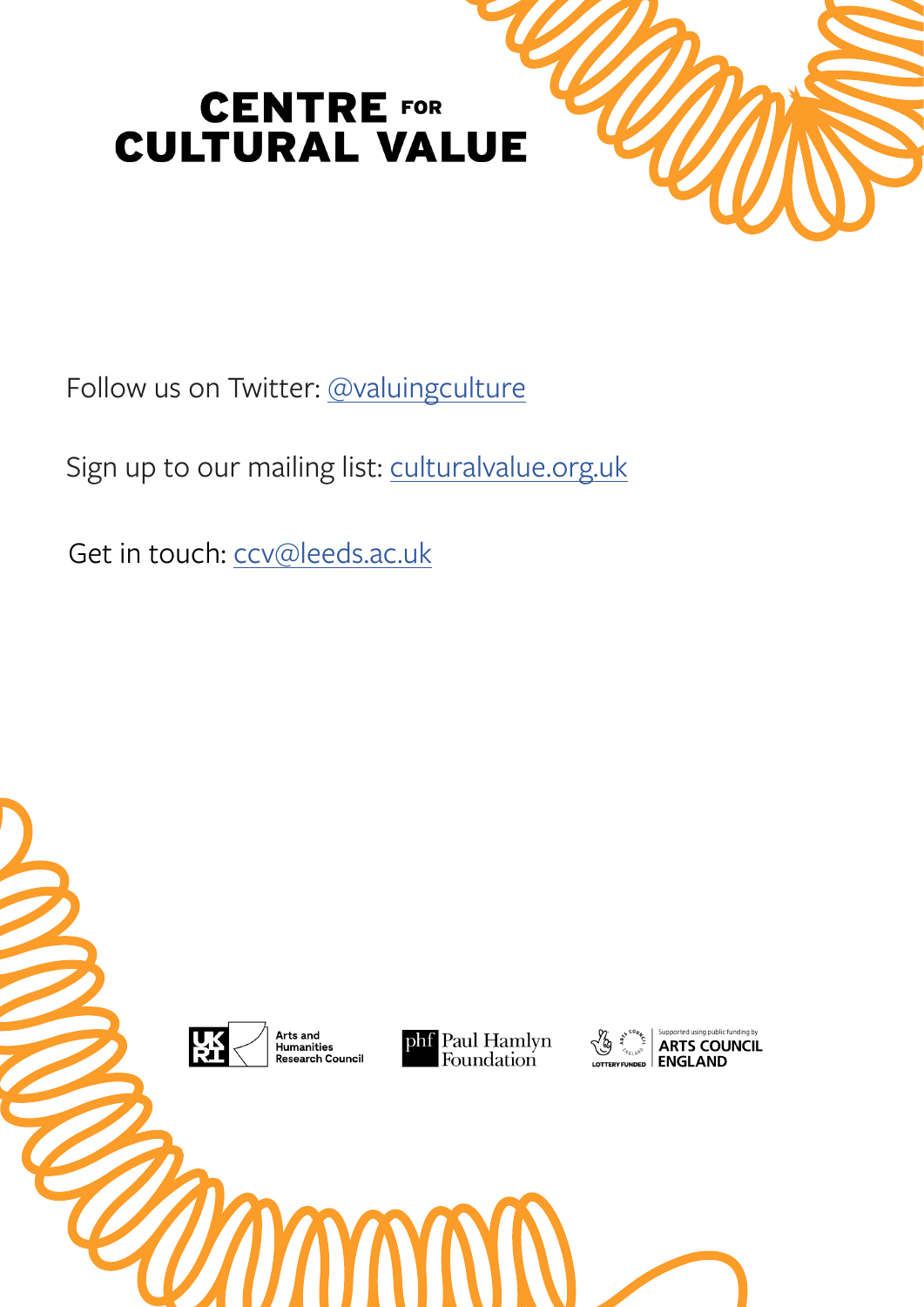# CENTRE FOR CULTURAL VALUE

Follow us on Twitter: @valuingculture

Sign up to our mailing list: culturalvalue.org.uk

Get in touch: ccv@leeds.ac.uk

UKRI Arts and Humanities Research Council

phf Paul Hamlyn Foundation

LOTTERY FUNDED ARTS COUNCIL ENGLAND Supported using public funding by ARTS COUNCIL ENGLAND